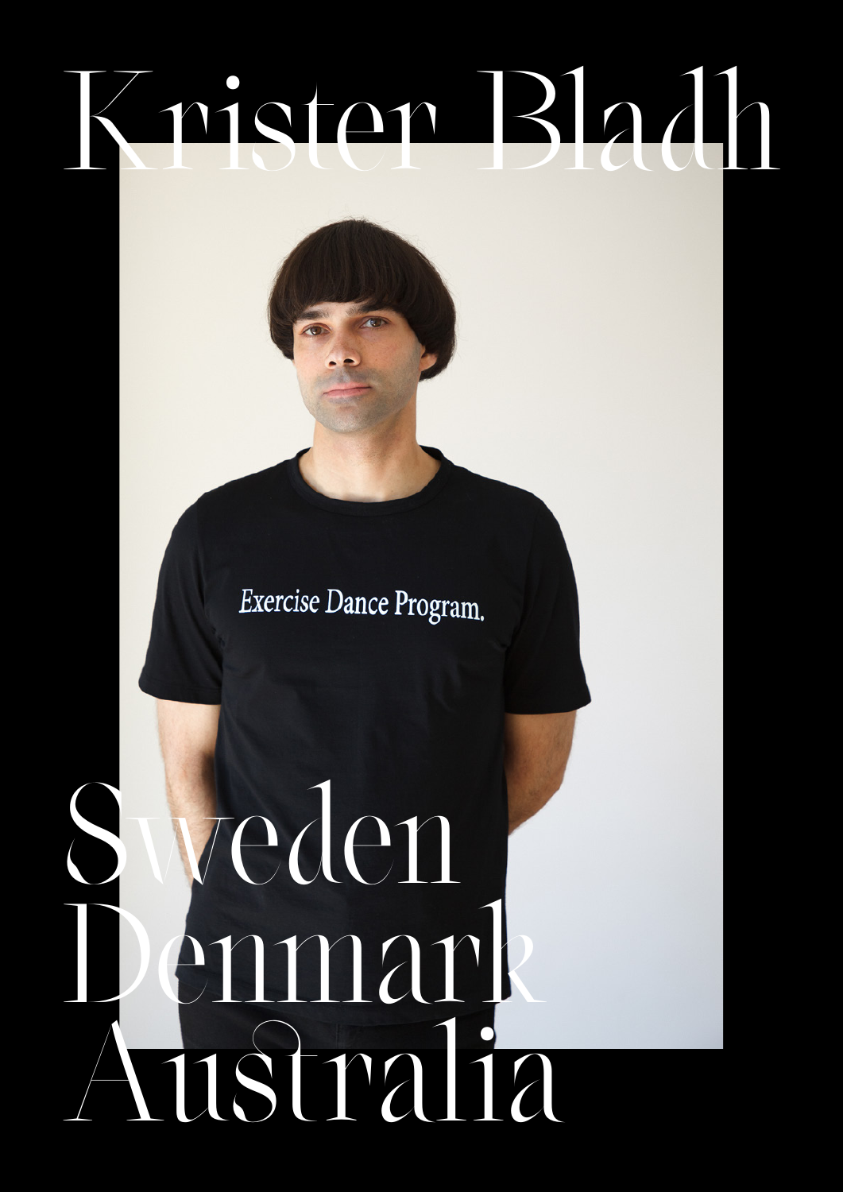# Krister Bladh

Sweden
Denmark
Australia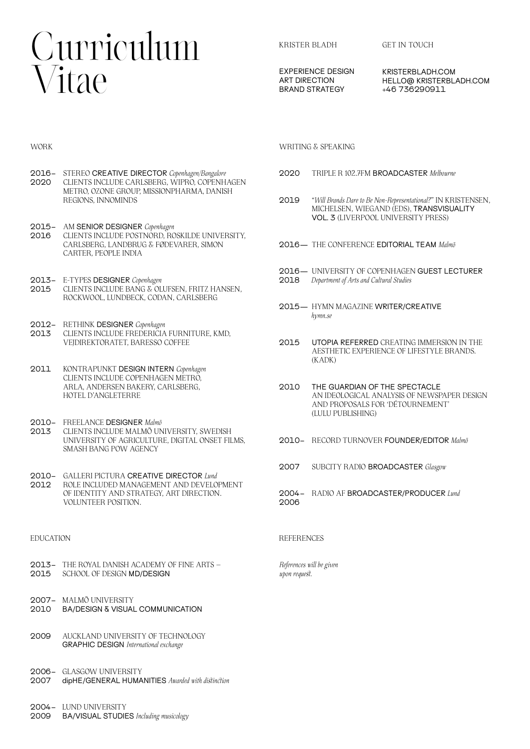# Curriculum Vitae

KRISTER BLADH

EXPERIENCE DESIGN
ART DIRECTION
BRAND STRATEGY

GET IN TOUCH

KRISTERBLADH.COM
HELLO@ KRISTERBLADH.COM
+46 736290911

## WORK

**2016–2020** STEREO **CREATIVE DIRECTOR** *Copenhagen/Bangalore*
CLIENTS INCLUDE CARLSBERG, WIPRO, COPENHAGEN METRO, OZONE GROUP, MISSIONPHARMA, DANISH REGIONS, INNOMINDS

**2015–2016** AM **SENIOR DESIGNER** *Copenhagen*
CLIENTS INCLUDE POSTNORD, ROSKILDE UNIVERSITY, CARLSBERG, LANDBRUG & FØDEVARER, SIMON CARTER, PEOPLE INDIA

**2013–2015** E-TYPES **DESIGNER** *Copenhagen*
CLIENTS INCLUDE BANG & OLUFSEN, FRITZ HANSEN, ROCKWOOL, LUNDBECK, CODAN, CARLSBERG

**2012–2013** RETHINK **DESIGNER** *Copenhagen*
CLIENTS INCLUDE FREDERICIA FURNITURE, KMD, VEJDIREKTORATET, BARESSO COFFEE

**2011** KONTRAPUNKT **DESIGN INTERN** *Copenhagen*
CLIENTS INCLUDE COPENHAGEN METRO, ARLA, ANDERSEN BAKERY, CARLSBERG, HOTEL D'ANGLETERRE

**2010–2013** FREELANCE **DESIGNER** *Malmö*
CLIENTS INCLUDE MALMÖ UNIVERSITY, SWEDISH UNIVERSITY OF AGRICULTURE, DIGITAL ONSET FILMS, SMASH BANG POW AGENCY

**2010–2012** GALLERI PICTURA **CREATIVE DIRECTOR** *Lund*
ROLE INCLUDED MANAGEMENT AND DEVELOPMENT OF IDENTITY AND STRATEGY, ART DIRECTION. VOLUNTEER POSITION.

## EDUCATION

**2013–2015** THE ROYAL DANISH ACADEMY OF FINE ARTS – SCHOOL OF DESIGN **MD/DESIGN**

**2007–2010** MALMÖ UNIVERSITY
**BA/DESIGN & VISUAL COMMUNICATION**

**2009** AUCKLAND UNIVERSITY OF TECHNOLOGY
**GRAPHIC DESIGN** *International exchange*

**2006–2007** GLASGOW UNIVERSITY
**dipHE/GENERAL HUMANITIES** *Awarded with distinction*

**2004–2009** LUND UNIVERSITY
**BA/VISUAL STUDIES** *Including musicology*

## WRITING & SPEAKING

**2020** TRIPLE R 102.7FM **BROADCASTER** *Melbourne*

**2019** "*Will Brands Dare to Be Non-Representational?*" IN KRISTENSEN, MICHELSEN, WIEGAND (EDS), **TRANSVISUALITY VOL. 3** (LIVERPOOL UNIVERSITY PRESS)

**2016—** THE CONFERENCE **EDITORIAL TEAM** *Malmö*

**2016—2018** UNIVERSITY OF COPENHAGEN **GUEST LECTURER**
*Department of Arts and Cultural Studies*

**2015—** HYMN MAGAZINE **WRITER/CREATIVE**
*hymn.se*

**2015** **UTOPIA REFERRED** CREATING IMMERSION IN THE AESTHETIC EXPERIENCE OF LIFESTYLE BRANDS. (KADK)

**2010** **THE GUARDIAN OF THE SPECTACLE**
AN IDEOLOGICAL ANALYSIS OF NEWSPAPER DESIGN AND PROPOSALS FOR 'DÉTOURNEMENT' (LULU PUBLISHING)

**2010–** RECORD TURNOVER **FOUNDER/EDITOR** *Malmö*

**2007** SUBCITY RADIO **BROADCASTER** *Glasgow*

**2004–2006** RADIO AF **BROADCASTER/PRODUCER** *Lund*

## REFERENCES

*References will be given upon request.*